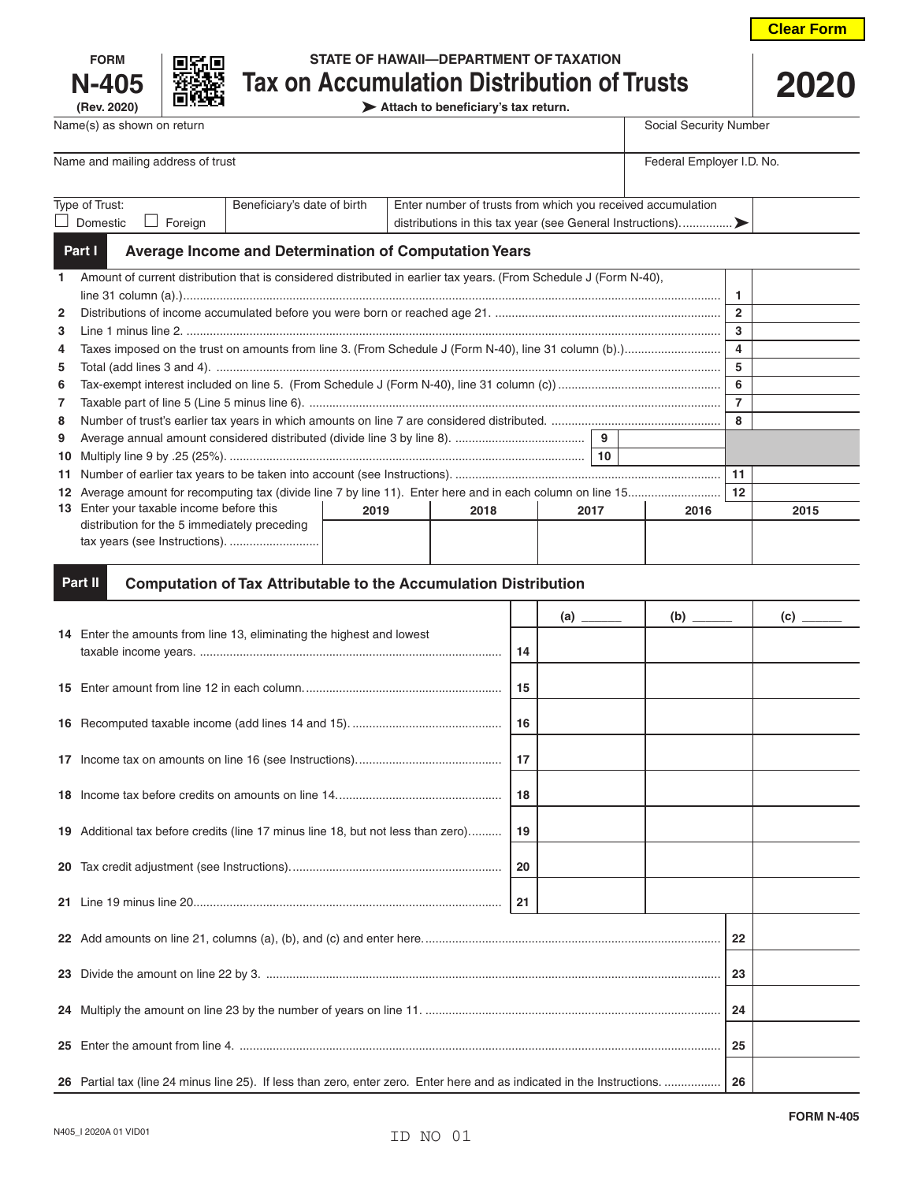FORM **N-405** (Rev. 2020)

STATE OF HAWAII—DEPARTMENT OF TAXATION

# Tax on Accumulation Distribution of Trusts

**2020**

➤ Attach to beneficiary's tax return.

| Name(s) as shown on return | Social Security Number |
|---|---|
| Name and mailing address of trust | Federal Employer I.D. No. |

| Type of Trust: ☐ Domestic ☐ Foreign | Beneficiary's date of birth | Enter number of trusts from which you received accumulation distributions in this tax year (see General Instructions)...............➤ | |
|---|---|---|---|

## Part I Average Income and Determination of Computation Years

| | | | |
|---|---|---|---|
| 1 | Amount of current distribution that is considered distributed in earlier tax years. (From Schedule J (Form N-40), line 31 column (a).) | 1 | |
| 2 | Distributions of income accumulated before you were born or reached age 21. | 2 | |
| 3 | Line 1 minus line 2. | 3 | |
| 4 | Taxes imposed on the trust on amounts from line 3. (From Schedule J (Form N-40), line 31 column (b).) | 4 | |
| 5 | Total (add lines 3 and 4). | 5 | |
| 6 | Tax-exempt interest included on line 5. (From Schedule J (Form N-40), line 31 column (c)) | 6 | |
| 7 | Taxable part of line 5 (Line 5 minus line 6). | 7 | |
| 8 | Number of trust's earlier tax years in which amounts on line 7 are considered distributed. | 8 | |
| 9 | Average annual amount considered distributed (divide line 3 by line 8). ..... 9 | | |
| 10 | Multiply line 9 by .25 (25%). ..... 10 | | |
| 11 | Number of earlier tax years to be taken into account (see Instructions). | 11 | |
| 12 | Average amount for recomputing tax (divide line 7 by line 11). Enter here and in each column on line 15. | 12 | |

| 13 Enter your taxable income before this distribution for the 5 immediately preceding tax years (see Instructions). | 2019 | 2018 | 2017 | 2016 | 2015 |
|---|---|---|---|---|---|
| | | | | | |

## Part II Computation of Tax Attributable to the Accumulation Distribution

| | | (a) ______ | (b) ______ | (c) ______ |
|---|---|---|---|---|
| 14 Enter the amounts from line 13, eliminating the highest and lowest taxable income years. | 14 | | | |
| 15 Enter amount from line 12 in each column. | 15 | | | |
| 16 Recomputed taxable income (add lines 14 and 15). | 16 | | | |
| 17 Income tax on amounts on line 16 (see Instructions). | 17 | | | |
| 18 Income tax before credits on amounts on line 14. | 18 | | | |
| 19 Additional tax before credits (line 17 minus line 18, but not less than zero) | 19 | | | |
| 20 Tax credit adjustment (see Instructions). | 20 | | | |
| 21 Line 19 minus line 20. | 21 | | | |

| | | | |
|---|---|---|---|
| 22 | Add amounts on line 21, columns (a), (b), and (c) and enter here. | 22 | |
| 23 | Divide the amount on line 22 by 3. | 23 | |
| 24 | Multiply the amount on line 23 by the number of years on line 11. | 24 | |
| 25 | Enter the amount from line 4. | 25 | |
| 26 | Partial tax (line 24 minus line 25). If less than zero, enter zero. Enter here and as indicated in the Instructions. | 26 | |

FORM N-405

N405_I 2020A 01 VID01

ID NO 01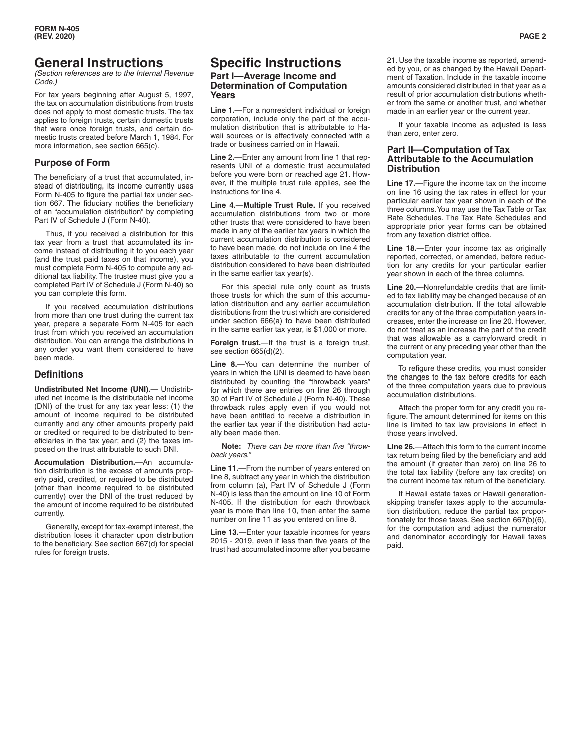# General Instructions

*(Section references are to the Internal Revenue Code.)*

For tax years beginning after August 5, 1997, the tax on accumulation distributions from trusts does not apply to most domestic trusts. The tax applies to foreign trusts, certain domestic trusts that were once foreign trusts, and certain domestic trusts created before March 1, 1984. For more information, see section 665(c).

## Purpose of Form

The beneficiary of a trust that accumulated, instead of distributing, its income currently uses Form N-405 to figure the partial tax under section 667. The fiduciary notifies the beneficiary of an "accumulation distribution" by completing Part IV of Schedule J (Form N-40).

Thus, if you received a distribution for this tax year from a trust that accumulated its income instead of distributing it to you each year (and the trust paid taxes on that income), you must complete Form N-405 to compute any additional tax liability. The trustee must give you a completed Part IV of Schedule J (Form N-40) so you can complete this form.

If you received accumulation distributions from more than one trust during the current tax year, prepare a separate Form N-405 for each trust from which you received an accumulation distribution. You can arrange the distributions in any order you want them considered to have been made.

## Definitions

**Undistributed Net Income (UNI).**— Undistributed net income is the distributable net income (DNI) of the trust for any tax year less: (1) the amount of income required to be distributed currently and any other amounts properly paid or credited or required to be distributed to beneficiaries in the tax year; and (2) the taxes imposed on the trust attributable to such DNI.

**Accumulation Distribution.**—An accumulation distribution is the excess of amounts properly paid, credited, or required to be distributed (other than income required to be distributed currently) over the DNI of the trust reduced by the amount of income required to be distributed currently.

Generally, except for tax-exempt interest, the distribution loses it character upon distribution to the beneficiary. See section 667(d) for special rules for foreign trusts.

# Specific Instructions

## Part I—Average Income and Determination of Computation Years

**Line 1.**—For a nonresident individual or foreign corporation, include only the part of the accumulation distribution that is attributable to Hawaii sources or is effectively connected with a trade or business carried on in Hawaii.

**Line 2.**—Enter any amount from line 1 that represents UNI of a domestic trust accumulated before you were born or reached age 21. However, if the multiple trust rule applies, see the instructions for line 4.

**Line 4.**—**Multiple Trust Rule.** If you received accumulation distributions from two or more other trusts that were considered to have been made in any of the earlier tax years in which the current accumulation distribution is considered to have been made, do not include on line 4 the taxes attributable to the current accumulation distribution considered to have been distributed in the same earlier tax year(s).

For this special rule only count as trusts those trusts for which the sum of this accumulation distribution and any earlier accumulation distributions from the trust which are considered under section 666(a) to have been distributed in the same earlier tax year, is $1,000 or more.

**Foreign trust.**—If the trust is a foreign trust, see section 665(d)(2).

**Line 8.**—You can determine the number of years in which the UNI is deemed to have been distributed by counting the "throwback years" for which there are entries on line 26 through 30 of Part IV of Schedule J (Form N-40). These throwback rules apply even if you would not have been entitled to receive a distribution in the earlier tax year if the distribution had actually been made then.

**Note:** *There can be more than five "throwback years."*

**Line 11.**—From the number of years entered on line 8, subtract any year in which the distribution from column (a), Part IV of Schedule J (Form N-40) is less than the amount on line 10 of Form N-405. If the distribution for each throwback year is more than line 10, then enter the same number on line 11 as you entered on line 8.

**Line 13.**—Enter your taxable incomes for years 2015 - 2019, even if less than five years of the trust had accumulated income after you became 21. Use the taxable income as reported, amended by you, or as changed by the Hawaii Department of Taxation. Include in the taxable income amounts considered distributed in that year as a result of prior accumulation distributions whether from the same or another trust, and whether made in an earlier year or the current year.

If your taxable income as adjusted is less than zero, enter zero.

## Part II—Computation of Tax Attributable to the Accumulation Distribution

**Line 17.**—Figure the income tax on the income on line 16 using the tax rates in effect for your particular earlier tax year shown in each of the three columns. You may use the Tax Table or Tax Rate Schedules. The Tax Rate Schedules and appropriate prior year forms can be obtained from any taxation district office.

**Line 18.**—Enter your income tax as originally reported, corrected, or amended, before reduction for any credits for your particular earlier year shown in each of the three columns.

**Line 20.**—Nonrefundable credits that are limited to tax liability may be changed because of an accumulation distribution. If the total allowable credits for any of the three computation years increases, enter the increase on line 20. However, do not treat as an increase the part of the credit that was allowable as a carryforward credit in the current or any preceding year other than the computation year.

To refigure these credits, you must consider the changes to the tax before credits for each of the three computation years due to previous accumulation distributions.

Attach the proper form for any credit you refigure. The amount determined for items on this line is limited to tax law provisions in effect in those years involved.

**Line 26.**—Attach this form to the current income tax return being filed by the beneficiary and add the amount (if greater than zero) on line 26 to the total tax liability (before any tax credits) on the current income tax return of the beneficiary.

If Hawaii estate taxes or Hawaii generation-skipping transfer taxes apply to the accumulation distribution, reduce the partial tax proportionately for those taxes. See section 667(b)(6), for the computation and adjust the numerator and denominator accordingly for Hawaii taxes paid.